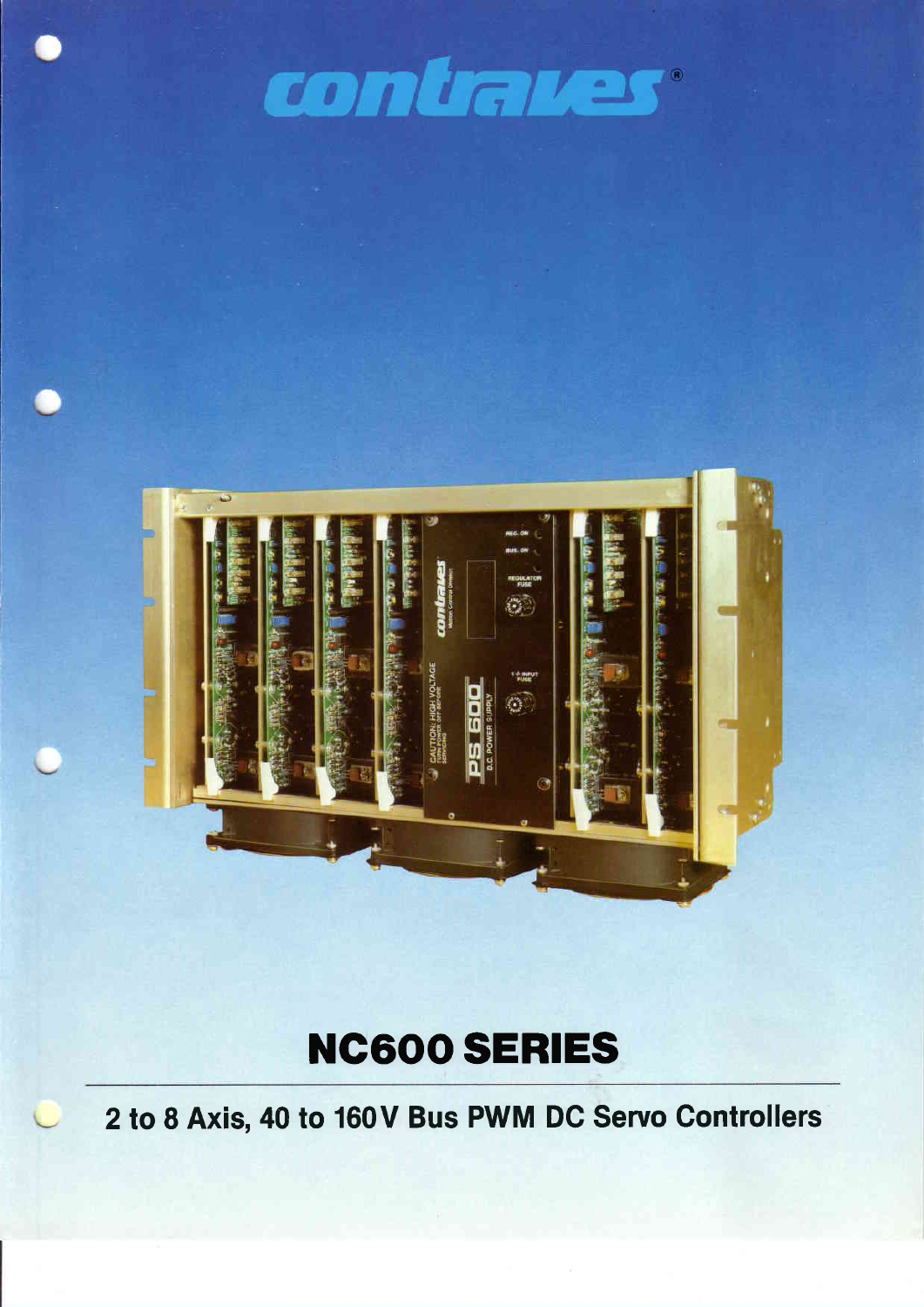contraves®

# NC600 SERIES

## 2 to 8 Axis, 40 to 160V Bus PWM DC Servo Controllers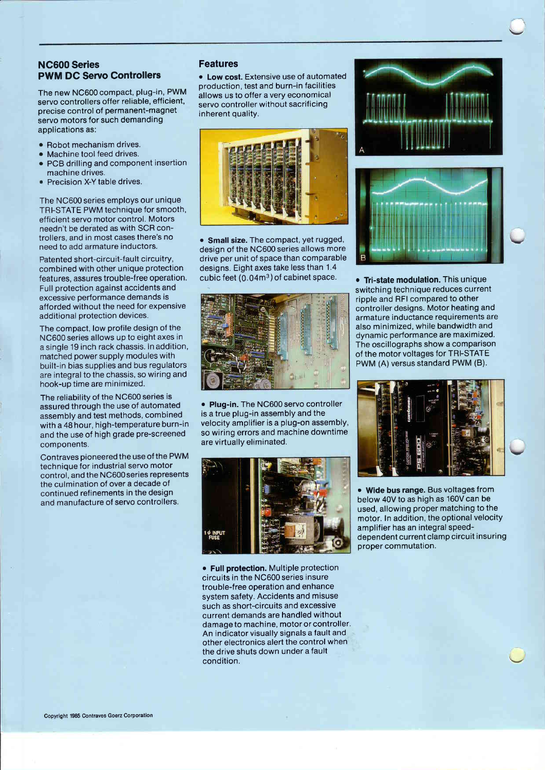## NC600 Series PWM DC Servo Controllers

The new NC600 compact, plug-in, PWM servo controllers offer reliable, efficient, precise control of permanent-magnet servo motors for such demanding applications as:

- Robot mechanism drives.
- Machine tool feed drives.
- PCB drilling and component insertion machine drives.
- Precision X-Y table drives.

The NC600 series employs our unique TRI-STATE PWM technique for smooth, efficient servo motor control. Motors needn't be derated as with SCR controllers, and in most cases there's no need to add armature inductors.

Patented short-circuit-fault circuitry, combined with other unique protection features, assures trouble-free operation. Full protection against accidents and excessive performance demands is afforded without the need for expensive additional protection devices.

The compact, low profile design of the NC600 series allows up to eight axes in a single 19 inch rack chassis. In addition, matched power supply modules with built-in bias supplies and bus regulators are integral to the chassis, so wiring and hook-up time are minimized.

The reliability of the NC600 series is assured through the use of automated assembly and test methods, combined with a 48 hour, high-temperature burn-in and the use of high grade pre-screened components.

Contraves pioneered the use of the PWM technique for industrial servo motor control, and the NC600 series represents the culmination of over a decade of continued refinements in the design and manufacture of servo controllers.

## Features

- **Low cost.** Extensive use of automated production, test and burn-in facilities allows us to offer a very economical servo controller without sacrificing inherent quality.

- **Small size.** The compact, yet rugged, design of the NC600 series allows more drive per unit of space than comparable designs. Eight axes take less than 1.4 cubic feet (0.04m$^3$) of cabinet space.

- **Plug-in.** The NC600 servo controller is a true plug-in assembly and the velocity amplifier is a plug-on assembly, so wiring errors and machine downtime are virtually eliminated.

1 φ INPUT FUSE

- **Full protection.** Multiple protection circuits in the NC600 series insure trouble-free operation and enhance system safety. Accidents and misuse such as short-circuits and excessive current demands are handled without damage to machine, motor or controller. An indicator visually signals a fault and other electronics alert the control when the drive shuts down under a fault condition.

A

B

- **Tri-state modulation.** This unique switching technique reduces current ripple and RFI compared to other controller designs. Motor heating and armature inductance requirements are also minimized, while bandwidth and dynamic performance are maximized. The oscillographs show a comparison of the motor voltages for TRI-STATE PWM (A) versus standard PWM (B).

- **Wide bus range.** Bus voltages from below 40V to as high as 160V can be used, allowing proper matching to the motor. In addition, the optional velocity amplifier has an integral speed-dependent current clamp circuit insuring proper commutation.

Copyright 1985 Contraves Goerz Corporation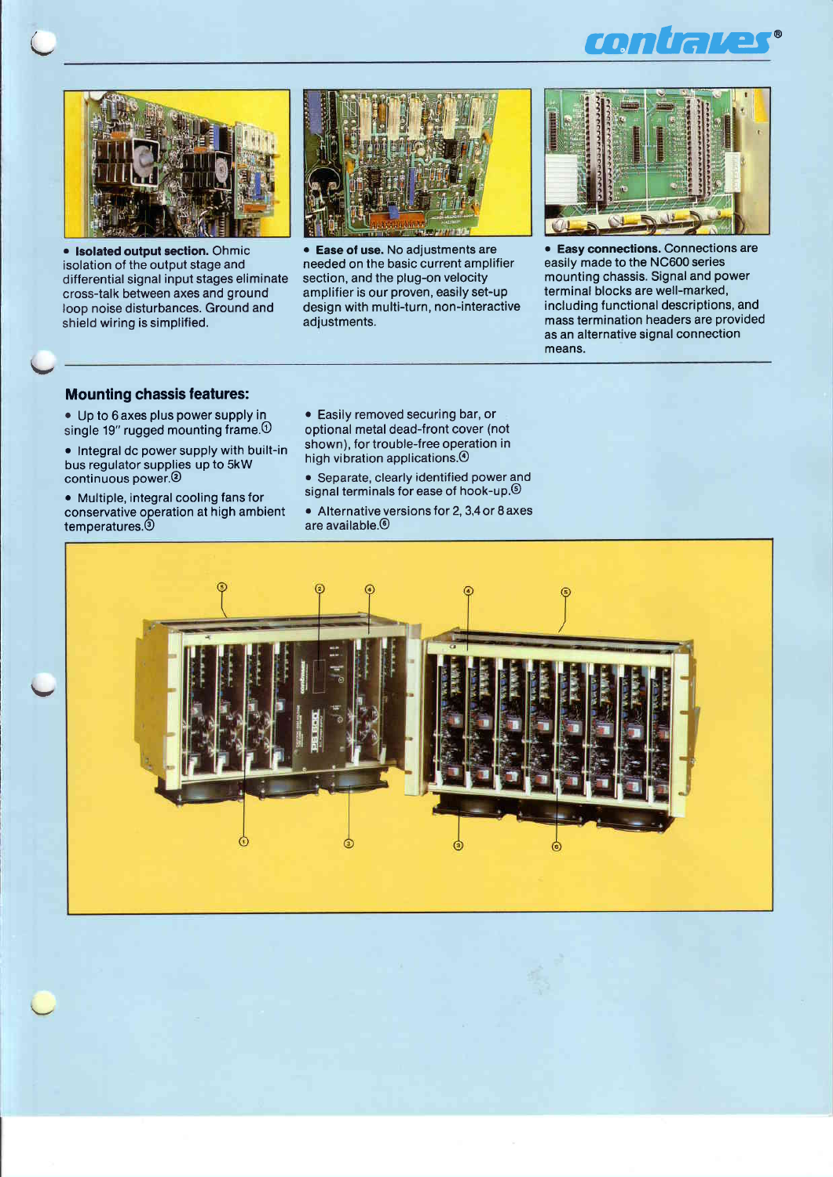- **Isolated output section.** Ohmic isolation of the output stage and differential signal input stages eliminate cross-talk between axes and ground loop noise disturbances. Ground and shield wiring is simplified.

- **Ease of use.** No adjustments are needed on the basic current amplifier section, and the plug-on velocity amplifier is our proven, easily set-up design with multi-turn, non-interactive adjustments.

- **Easy connections.** Connections are easily made to the NC600 series mounting chassis. Signal and power terminal blocks are well-marked, including functional descriptions, and mass termination headers are provided as an alternative signal connection means.

## Mounting chassis features:

- Up to 6 axes plus power supply in single 19″ rugged mounting frame.①
- Integral dc power supply with built-in bus regulator supplies up to 5kW continuous power.②
- Multiple, integral cooling fans for conservative operation at high ambient temperatures.③
- Easily removed securing bar, or optional metal dead-front cover (not shown), for trouble-free operation in high vibration applications.④
- Separate, clearly identified power and signal terminals for ease of hook-up.⑤
- Alternative versions for 2, 3,4 or 8 axes are available.⑥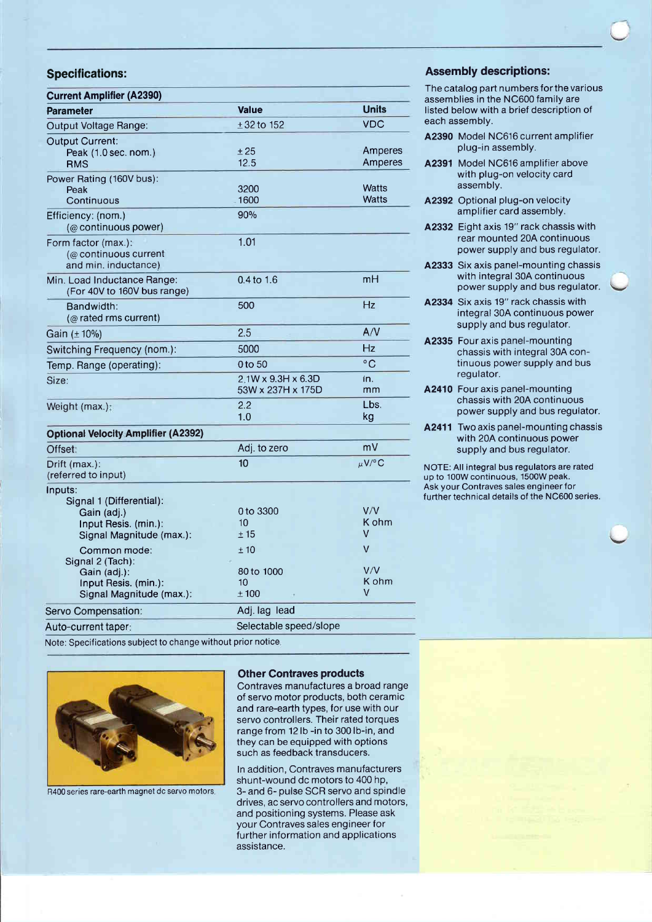## Specifications:

### Current Amplifier (A2390)

| Parameter | Value | Units |
|---|---|---|
| Output Voltage Range: | ±32 to 152 | VDC |
| Output Current: | | |
| Peak (1.0 sec. nom.) | ±25 | Amperes |
| RMS | 12.5 | Amperes |
| Power Rating (160V bus): | | |
| Peak | 3200 | Watts |
| Continuous | 1600 | Watts |
| Efficiency: (nom.) (@ continuous power) | 90% | |
| Form factor (max.): (@ continuous current and min. inductance) | 1.01 | |
| Min. Load Inductance Range: (For 40V to 160V bus range) | 0.4 to 1.6 | mH |
| Bandwidth: (@ rated rms current) | 500 | Hz |
| Gain (±10%) | 2.5 | A/V |
| Switching Frequency (nom.): | 5000 | Hz |
| Temp. Range (operating): | 0 to 50 | °C |
| Size: | 2.1W x 9.3H x 6.3D | in. |
| | 53W x 237H x 175D | mm |
| Weight (max.): | 2.2 | Lbs. |
| | 1.0 | kg |

### Optional Velocity Amplifier (A2392)

| Parameter | Value | Units |
|---|---|---|
| Offset: | Adj. to zero | mV |
| Drift (max.): (referred to input) | 10 | μV/°C |
| Inputs: | | |
| Signal 1 (Differential): | | |
| Gain (adj.) | 0 to 3300 | V/V |
| Input Resis. (min.): | 10 | K ohm |
| Signal Magnitude (max.): | ±15 | V |
| Common mode: | ±10 | V |
| Signal 2 (Tach): | | |
| Gain (adj.): | 80 to 1000 | V/V |
| Input Resis. (min.): | 10 | K ohm |
| Signal Magnitude (max.): | ±100 | V |
| Servo Compensation: | Adj. lag lead | |
| Auto-current taper: | Selectable speed/slope | |

Note: Specifications subject to change without prior notice.

## Assembly descriptions:

The catalog part numbers for the various assemblies in the NC600 family are listed below with a brief description of each assembly.

**A2390** Model NC616 current amplifier plug-in assembly.

**A2391** Model NC616 amplifier above with plug-on velocity card assembly.

**A2392** Optional plug-on velocity amplifier card assembly.

**A2332** Eight axis 19" rack chassis with rear mounted 20A continuous power supply and bus regulator.

**A2333** Six axis panel-mounting chassis with integral 30A continuous power supply and bus regulator.

**A2334** Six axis 19" rack chassis with integral 30A continuous power supply and bus regulator.

**A2335** Four axis panel-mounting chassis with integral 30A continuous power supply and bus regulator.

**A2410** Four axis panel-mounting chassis with 20A continuous power supply and bus regulator.

**A2411** Two axis panel-mounting chassis with 20A continuous power supply and bus regulator.

NOTE: All integral bus regulators are rated up to 100W continuous, 1500W peak. Ask your Contraves sales engineer for further technical details of the NC600 series.

R400 series rare-earth magnet dc servo motors.

### Other Contraves products

Contraves manufactures a broad range of servo motor products, both ceramic and rare-earth types, for use with our servo controllers. Their rated torques range from 12 lb -in to 300 lb-in, and they can be equipped with options such as feedback transducers.

In addition, Contraves manufacturers shunt-wound dc motors to 400 hp, 3- and 6- pulse SCR servo and spindle drives, ac servo controllers and motors, and positioning systems. Please ask your Contraves sales engineer for further information and applications assistance.